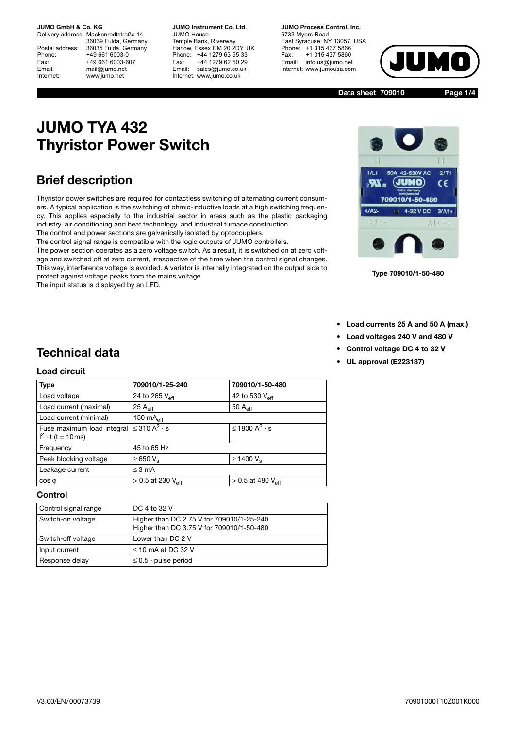**JUMO GmbH & Co. KG**
Delivery address: Mackenrodtstraße 14
36039 Fulda, Germany
Postal address: 36035 Fulda, Germany
Phone: +49 661 6003-0
Fax: +49 661 6003-607
Email: mail@jumo.net
Internet: www.jumo.net

**JUMO Instrument Co. Ltd.**
JUMO House
Temple Bank, Riverway
Harlow, Essex CM 20 2DY, UK
Phone: +44 1279 63 55 33
Fax: +44 1279 62 50 29
Email: sales@jumo.co.uk
Internet: www.jumo.co.uk

**JUMO Process Control, Inc.**
6733 Myers Road
East Syracuse, NY 13057, USA
Phone: +1 315 437 5866
Fax: +1 315 437 5860
Email: info.us@jumo.net
Internet: www.jumousa.com

**Data sheet 709010**

# JUMO TYA 432 Thyristor Power Switch

## Brief description

Thyristor power switches are required for contactless switching of alternating current consumers. A typical application is the switching of ohmic-inductive loads at a high switching frequency. This applies especially to the industrial sector in areas such as the plastic packaging industry, air conditioning and heat technology, and industrial furnace construction.
The control and power sections are galvanically isolated by optocouplers.
The control signal range is compatible with the logic outputs of JUMO controllers.
The power section operates as a zero voltage switch. As a result, it is switched on at zero voltage and switched off at zero current, irrespective of the time when the control signal changes. This way, interference voltage is avoided. A varistor is internally integrated on the output side to protect against voltage peaks from the mains voltage.
The input status is displayed by an LED.

**Type 709010/1-50-480**

- **Load currents 25 A and 50 A (max.)**
- **Load voltages 240 V and 480 V**
- **Control voltage DC 4 to 32 V**
- **UL approval (E223137)**

## Technical data

### Load circuit

| Type | 709010/1-25-240 | 709010/1-50-480 |
|---|---|---|
| Load voltage | 24 to 265 $V_{eff}$ | 42 to 530 $V_{eff}$ |
| Load current (maximal) | 25 $A_{eff}$ | 50 $A_{eff}$ |
| Load current (minimal) | 150 $mA_{eff}$ | |
| Fuse maximum load integral $I^2 \cdot t$ (t = 10ms) | $\leq 310\ A^2 \cdot s$ | $\leq 1800\ A^2 \cdot s$ |
| Frequency | 45 to 65 Hz | |
| Peak blocking voltage | $\geq 650\ V_s$ | $\geq 1400\ V_s$ |
| Leakage current | $\leq 3$ mA | |
| cos φ | > 0.5 at 230 $V_{eff}$ | > 0.5 at 480 $V_{eff}$ |

### Control

| | |
|---|---|
| Control signal range | DC 4 to 32 V |
| Switch-on voltage | Higher than DC 2.75 V for 709010/1-25-240<br>Higher than DC 3.75 V for 709010/1-50-480 |
| Switch-off voltage | Lower than DC 2 V |
| Input current | $\leq 10$ mA at DC 32 V |
| Response delay | $\leq 0.5 \cdot$ pulse period |

V3.00/EN/00073739　　70901000T10Z001K000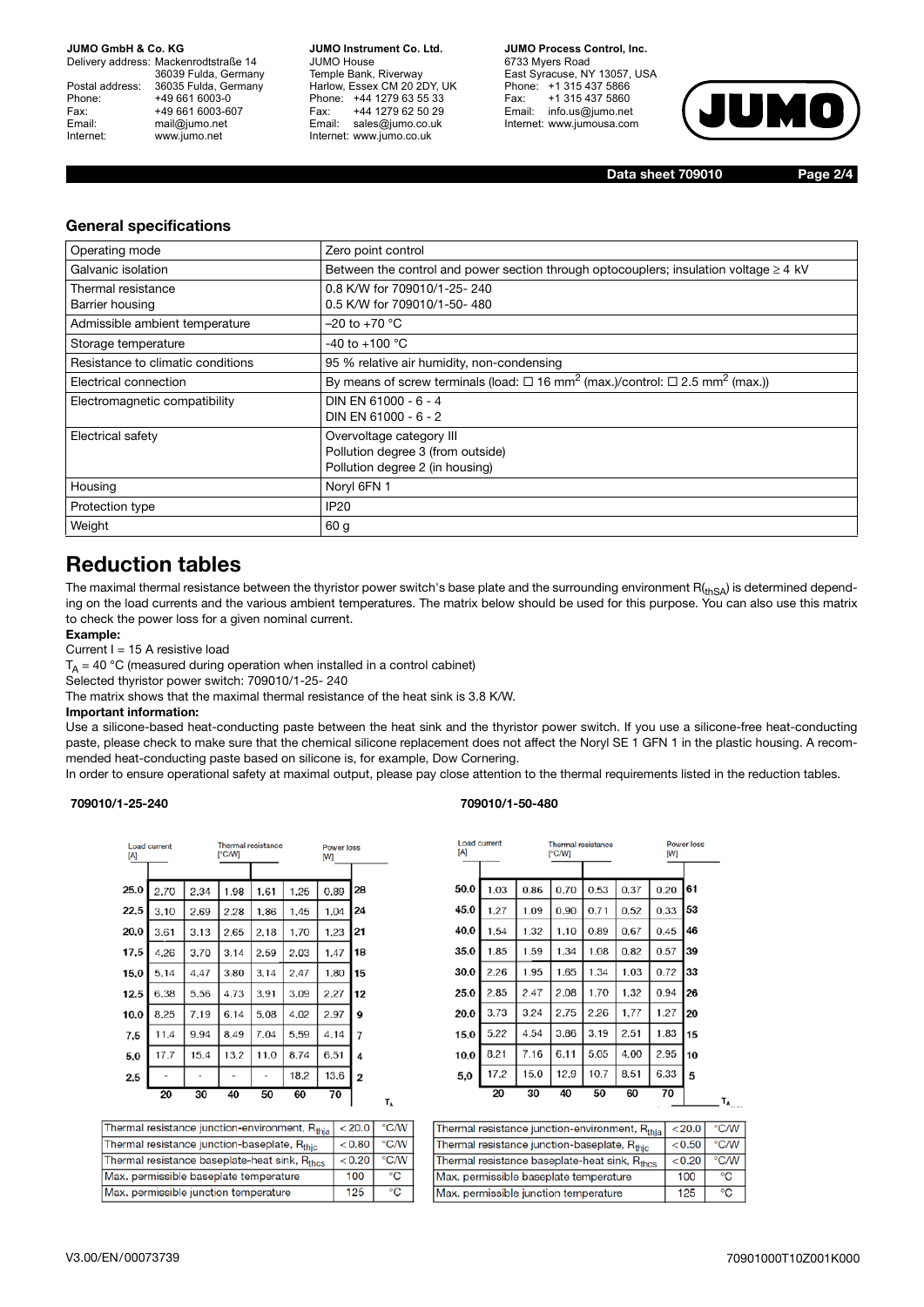## General specifications

| | |
|---|---|
| Operating mode | Zero point control |
| Galvanic isolation | Between the control and power section through optocouplers; insulation voltage ≥ 4 kV |
| Thermal resistance<br>Barrier housing | 0.8 K/W for 709010/1-25- 240<br>0.5 K/W for 709010/1-50- 480 |
| Admissible ambient temperature | –20 to +70 °C |
| Storage temperature | -40 to +100 °C |
| Resistance to climatic conditions | 95 % relative air humidity, non-condensing |
| Electrical connection | By means of screw terminals (load: ☐ 16 $mm^2$ (max.)/control: ☐ 2.5 $mm^2$ (max.)) |
| Electromagnetic compatibility | DIN EN 61000 - 6 - 4<br>DIN EN 61000 - 6 - 2 |
| Electrical safety | Overvoltage category III<br>Pollution degree 3 (from outside)<br>Pollution degree 2 (in housing) |
| Housing | Noryl 6FN 1 |
| Protection type | IP20 |
| Weight | 60 g |

# Reduction tables

The maximal thermal resistance between the thyristor power switch's base plate and the surrounding environment $R_{(thSA)}$ is determined depending on the load currents and the various ambient temperatures. The matrix below should be used for this purpose. You can also use this matrix to check the power loss for a given nominal current.

**Example:**

Current I = 15 A resistive load

$T_A$ = 40 °C (measured during operation when installed in a control cabinet)

Selected thyristor power switch: 709010/1-25- 240

The matrix shows that the maximal thermal resistance of the heat sink is 3.8 K/W.

**Important information:**

Use a silicone-based heat-conducting paste between the heat sink and the thyristor power switch. If you use a silicone-free heat-conducting paste, please check to make sure that the chemical silicone replacement does not affect the Noryl SE 1 GFN 1 in the plastic housing. A recommended heat-conducting paste based on silicone is, for example, Dow Cornering.

In order to ensure operational safety at maximal output, please pay close attention to the thermal requirements listed in the reduction tables.

**709010/1-25-240**

| Load current [A] | Thermal resistance [°C/W] | | | | | | Power loss [W] |
|---|---|---|---|---|---|---|---|
| 25.0 | 2.70 | 2.34 | 1.98 | 1.61 | 1.25 | 0.89 | 28 |
| 22.5 | 3.10 | 2.69 | 2.28 | 1.86 | 1.45 | 1.04 | 24 |
| 20.0 | 3.61 | 3.13 | 2.65 | 2.18 | 1.70 | 1.23 | 21 |
| 17.5 | 4.26 | 3.70 | 3.14 | 2.59 | 2.03 | 1.47 | 18 |
| 15.0 | 5.14 | 4.47 | 3.80 | 3.14 | 2.47 | 1.80 | 15 |
| 12.5 | 6.38 | 5.56 | 4.73 | 3.91 | 3.09 | 2.27 | 12 |
| 10.0 | 8.25 | 7.19 | 6.14 | 5.08 | 4.02 | 2.97 | 9 |
| 7.5 | 11.4 | 9.94 | 8.49 | 7.04 | 5.59 | 4.14 | 7 |
| 5.0 | 17.7 | 15.4 | 13.2 | 11.0 | 8.74 | 6.51 | 4 |
| 2.5 | - | - | - | - | 18.2 | 13.6 | 2 |
| $T_A$ | 20 | 30 | 40 | 50 | 60 | 70 | |

| | | |
|---|---|---|
| Thermal resistance junction-environment, $R_{thja}$ | < 20.0 | °C/W |
| Thermal resistance junction-baseplate, $R_{thjc}$ | < 0.80 | °C/W |
| Thermal resistance baseplate-heat sink, $R_{thcs}$ | < 0.20 | °C/W |
| Max. permissible baseplate temperature | 100 | °C |
| Max. permissible junction temperature | 125 | °C |

**709010/1-50-480**

| Load current [A] | Thermal resistance [°C/W] | | | | | | Power loss [W] |
|---|---|---|---|---|---|---|---|
| 50.0 | 1.03 | 0.86 | 0.70 | 0.53 | 0.37 | 0.20 | 61 |
| 45.0 | 1.27 | 1.09 | 0.90 | 0.71 | 0.52 | 0.33 | 53 |
| 40.0 | 1.54 | 1.32 | 1.10 | 0.89 | 0.67 | 0.45 | 46 |
| 35.0 | 1.85 | 1.59 | 1.34 | 1.08 | 0.82 | 0.57 | 39 |
| 30.0 | 2.26 | 1.95 | 1.65 | 1.34 | 1.03 | 0.72 | 33 |
| 25.0 | 2.85 | 2.47 | 2.08 | 1.70 | 1.32 | 0.94 | 26 |
| 20.0 | 3.73 | 3.24 | 2.75 | 2.26 | 1.77 | 1.27 | 20 |
| 15.0 | 5.22 | 4.54 | 3.86 | 3.19 | 2.51 | 1.83 | 15 |
| 10.0 | 8.21 | 7.16 | 6.11 | 5.05 | 4.00 | 2.95 | 10 |
| 5.0 | 17.2 | 15.0 | 12.9 | 10.7 | 8.51 | 6.33 | 5 |
| $T_A$ | 20 | 30 | 40 | 50 | 60 | 70 | |

| | | |
|---|---|---|
| Thermal resistance junction-environment, $R_{thja}$ | < 20.0 | °C/W |
| Thermal resistance junction-baseplate, $R_{thjc}$ | < 0.50 | °C/W |
| Thermal resistance baseplate-heat sink, $R_{thcs}$ | < 0.20 | °C/W |
| Max. permissible baseplate temperature | 100 | °C |
| Max. permissible junction temperature | 125 | °C |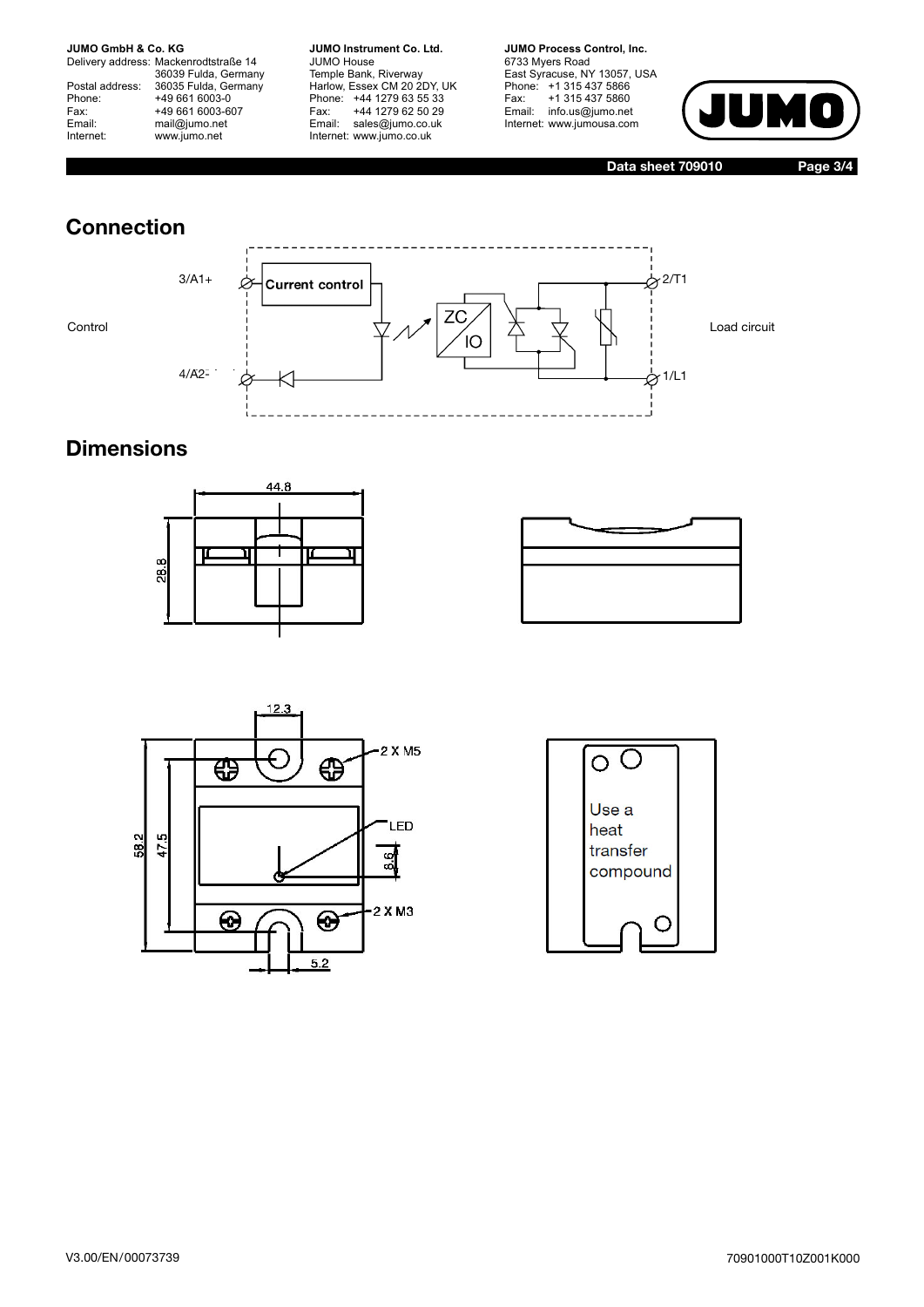## Connection

Control

3/A1+

4/A2-

Current control

ZC

IO

2/T1

1/L1

Load circuit

## Dimensions

44.8

28.8

12.3

2 X M5

LED

58.2

47.5

8.6

2 X M3

5.2

Use a heat transfer compound

V3.00/EN/00073739

70901000T10Z001K000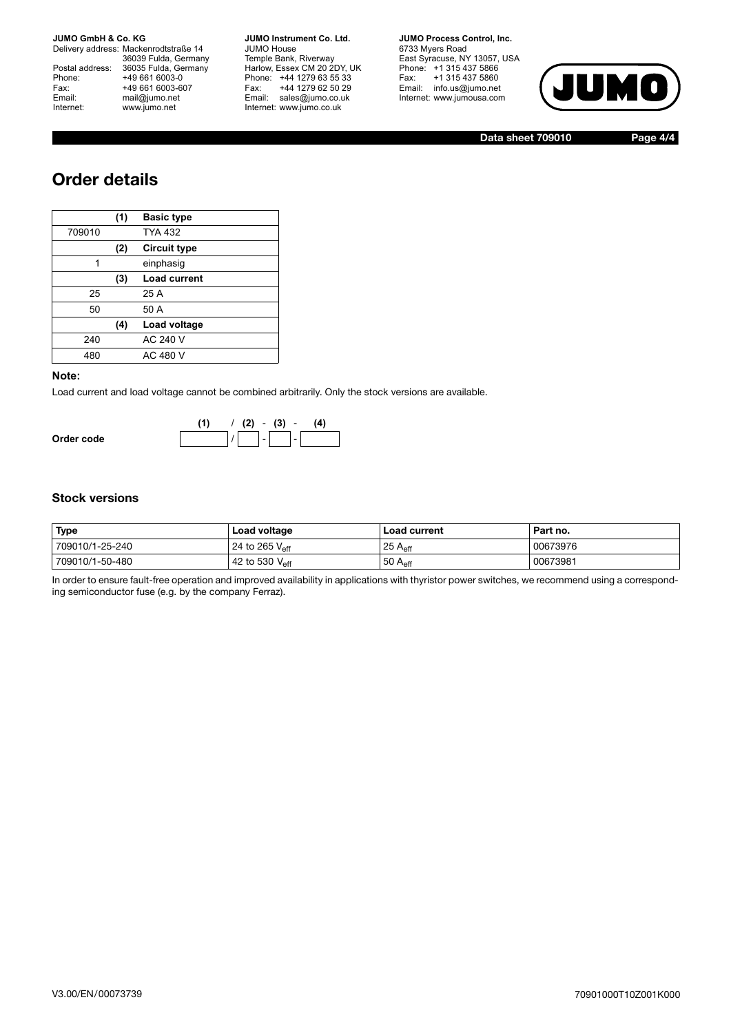# Order details

| | | |
|---|---|---|
| | **(1)** | **Basic type** |
| 709010 | | TYA 432 |
| | **(2)** | **Circuit type** |
| 1 | | einphasig |
| | **(3)** | **Load current** |
| 25 | | 25 A |
| 50 | | 50 A |
| | **(4)** | **Load voltage** |
| 240 | | AC 240 V |
| 480 | | AC 480 V |

**Note:**

Load current and load voltage cannot be combined arbitrarily. Only the stock versions are available.

| | (1) | / | (2) | - | (3) | - | (4) |
|---|---|---|---|---|---|---|---|
| **Order code** | | / | | - | | - | |

### Stock versions

| Type | Load voltage | Load current | Part no. |
|---|---|---|---|
| 709010/1-25-240 | 24 to 265 $V_{eff}$ | 25 $A_{eff}$ | 00673976 |
| 709010/1-50-480 | 42 to 530 $V_{eff}$ | 50 $A_{eff}$ | 00673981 |

In order to ensure fault-free operation and improved availability in applications with thyristor power switches, we recommend using a corresponding semiconductor fuse (e.g. by the company Ferraz).

V3.00/EN/00073739 70901000T10Z001K000